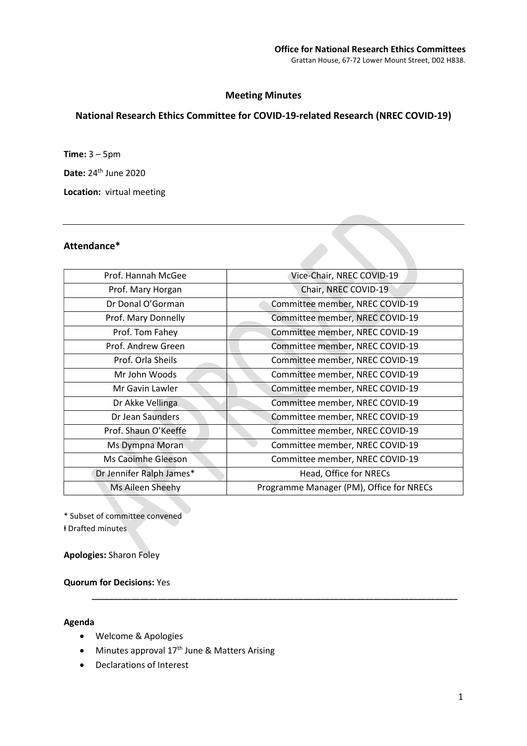**Office for National Research Ethics Committees**
Grattan House, 67-72 Lower Mount Street, D02 H838.

## Meeting Minutes

## National Research Ethics Committee for COVID-19-related Research (NREC COVID-19)

**Time:** 3 – 5pm

**Date:** 24th June 2020

**Location:** virtual meeting

---

### Attendance*

| Prof. Hannah McGee | Vice-Chair, NREC COVID-19 |
|---|---|
| Prof. Mary Horgan | Chair, NREC COVID-19 |
| Dr Donal O'Gorman | Committee member, NREC COVID-19 |
| Prof. Mary Donnelly | Committee member, NREC COVID-19 |
| Prof. Tom Fahey | Committee member, NREC COVID-19 |
| Prof. Andrew Green | Committee member, NREC COVID-19 |
| Prof. Orla Sheils | Committee member, NREC COVID-19 |
| Mr John Woods | Committee member, NREC COVID-19 |
| Mr Gavin Lawler | Committee member, NREC COVID-19 |
| Dr Akke Vellinga | Committee member, NREC COVID-19 |
| Dr Jean Saunders | Committee member, NREC COVID-19 |
| Prof. Shaun O'Keeffe | Committee member, NREC COVID-19 |
| Ms Dympna Moran | Committee member, NREC COVID-19 |
| Ms Caoimhe Gleeson | Committee member, NREC COVID-19 |
| Dr Jennifer Ralph James* | Head, Office for NRECs |
| Ms Aileen Sheehy | Programme Manager (PM), Office for NRECs |

\* Subset of committee convened
ł Drafted minutes

**Apologies:** Sharon Foley

**Quorum for Decisions:** Yes

---

**Agenda**

- Welcome & Apologies
- Minutes approval 17th June & Matters Arising
- Declarations of Interest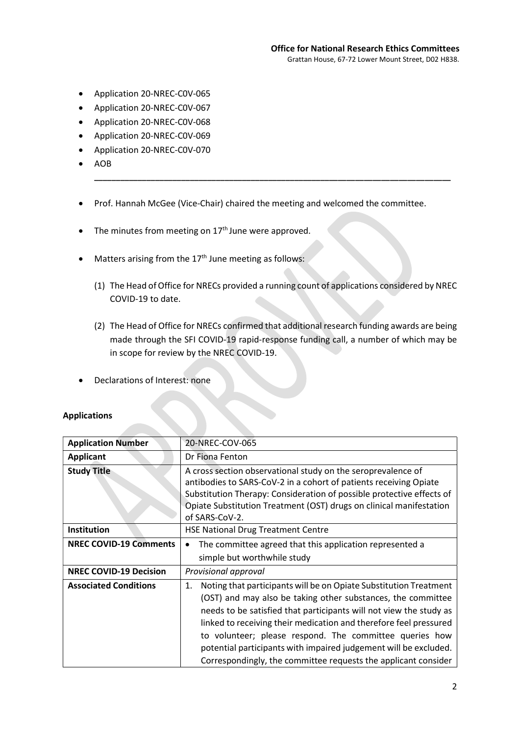- Application 20-NREC-C0V-065
- Application 20-NREC-C0V-067
- Application 20-NREC-C0V-068
- Application 20-NREC-C0V-069
- Application 20-NREC-C0V-070
- AOB

---

- Prof. Hannah McGee (Vice-Chair) chaired the meeting and welcomed the committee.
- The minutes from meeting on 17th June were approved.
- Matters arising from the 17th June meeting as follows:
  (1) The Head of Office for NRECs provided a running count of applications considered by NREC COVID-19 to date.
  (2) The Head of Office for NRECs confirmed that additional research funding awards are being made through the SFI COVID-19 rapid-response funding call, a number of which may be in scope for review by the NREC COVID-19.
- Declarations of Interest: none

**Applications**

| **Application Number** | 20-NREC-COV-065 |
|---|---|
| **Applicant** | Dr Fiona Fenton |
| **Study Title** | A cross section observational study on the seroprevalence of antibodies to SARS-CoV-2 in a cohort of patients receiving Opiate Substitution Therapy: Consideration of possible protective effects of Opiate Substitution Treatment (OST) drugs on clinical manifestation of SARS-CoV-2. |
| **Institution** | HSE National Drug Treatment Centre |
| **NREC COVID-19 Comments** | • The committee agreed that this application represented a simple but worthwhile study |
| **NREC COVID-19 Decision** | *Provisional approval* |
| **Associated Conditions** | 1. Noting that participants will be on Opiate Substitution Treatment (OST) and may also be taking other substances, the committee needs to be satisfied that participants will not view the study as linked to receiving their medication and therefore feel pressured to volunteer; please respond. The committee queries how potential participants with impaired judgement will be excluded. Correspondingly, the committee requests the applicant consider |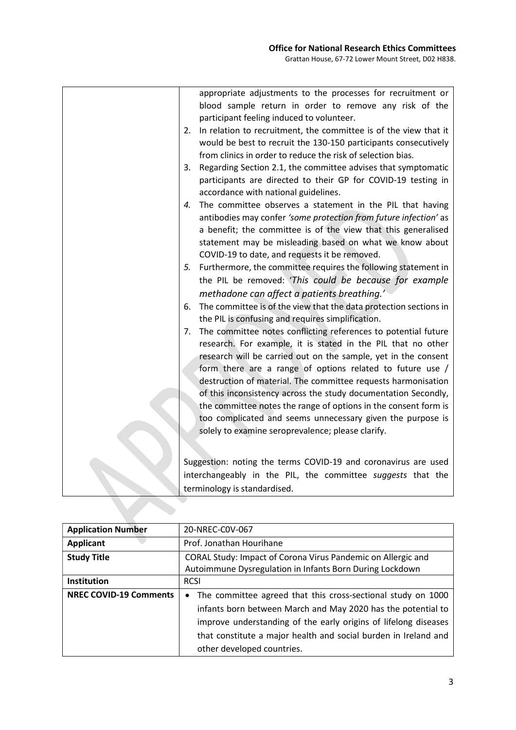| | appropriate adjustments to the processes for recruitment or blood sample return in order to remove any risk of the participant feeling induced to volunteer.<br>2. In relation to recruitment, the committee is of the view that it would be best to recruit the 130-150 participants consecutively from clinics in order to reduce the risk of selection bias.<br>3. Regarding Section 2.1, the committee advises that symptomatic participants are directed to their GP for COVID-19 testing in accordance with national guidelines.<br>4. The committee observes a statement in the PIL that having antibodies may confer *'some protection from future infection'* as a benefit; the committee is of the view that this generalised statement may be misleading based on what we know about COVID-19 to date, and requests it be removed.<br>5. Furthermore, the committee requires the following statement in the PIL be removed: '*This could be because for example methadone can affect a patients breathing.*'<br>6. The committee is of the view that the data protection sections in the PIL is confusing and requires simplification.<br>7. The committee notes conflicting references to potential future research. For example, it is stated in the PIL that no other research will be carried out on the sample, yet in the consent form there are a range of options related to future use / destruction of material. The committee requests harmonisation of this inconsistency across the study documentation Secondly, the committee notes the range of options in the consent form is too complicated and seems unnecessary given the purpose is solely to examine seroprevalence; please clarify.<br><br>Suggestion: noting the terms COVID-19 and coronavirus are used interchangeably in the PIL, the committee *suggests* that the terminology is standardised. |
|---|---|

| **Application Number** | 20-NREC-C0V-067 |
|---|---|
| **Applicant** | Prof. Jonathan Hourihane |
| **Study Title** | CORAL Study: Impact of Corona Virus Pandemic on Allergic and Autoimmune Dysregulation in Infants Born During Lockdown |
| **Institution** | RCSI |
| **NREC COVID-19 Comments** | • The committee agreed that this cross-sectional study on 1000 infants born between March and May 2020 has the potential to improve understanding of the early origins of lifelong diseases that constitute a major health and social burden in Ireland and other developed countries. |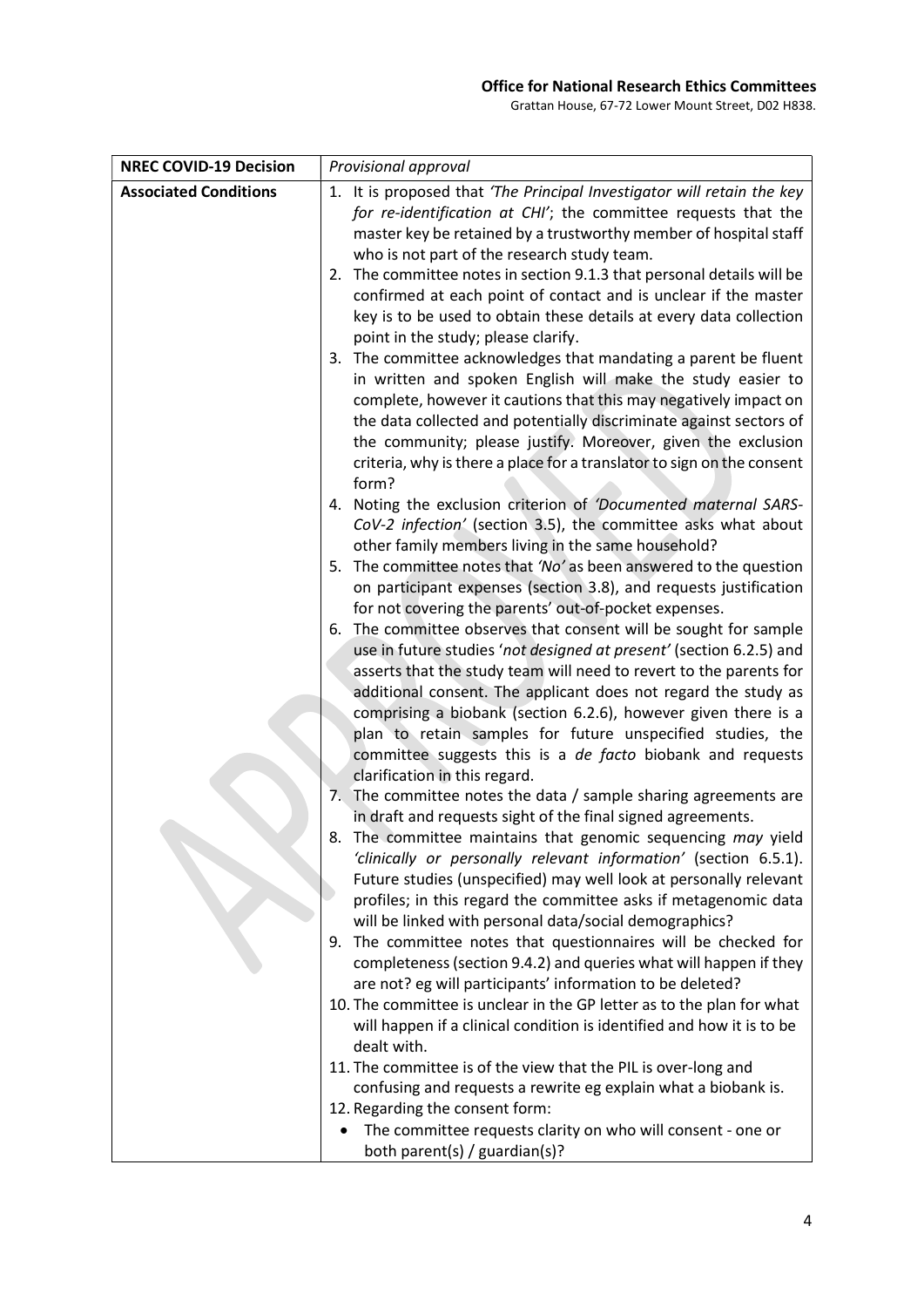| NREC COVID-19 Decision | *Provisional approval* |
|---|---|
| **Associated Conditions** | 1. It is proposed that *'The Principal Investigator will retain the key for re-identification at CHI'*; the committee requests that the master key be retained by a trustworthy member of hospital staff who is not part of the research study team.<br>2. The committee notes in section 9.1.3 that personal details will be confirmed at each point of contact and is unclear if the master key is to be used to obtain these details at every data collection point in the study; please clarify.<br>3. The committee acknowledges that mandating a parent be fluent in written and spoken English will make the study easier to complete, however it cautions that this may negatively impact on the data collected and potentially discriminate against sectors of the community; please justify. Moreover, given the exclusion criteria, why is there a place for a translator to sign on the consent form?<br>4. Noting the exclusion criterion of *'Documented maternal SARS-CoV-2 infection'* (section 3.5), the committee asks what about other family members living in the same household?<br>5. The committee notes that *'No'* as been answered to the question on participant expenses (section 3.8), and requests justification for not covering the parents' out-of-pocket expenses.<br>6. The committee observes that consent will be sought for sample use in future studies '*not designed at present'* (section 6.2.5) and asserts that the study team will need to revert to the parents for additional consent. The applicant does not regard the study as comprising a biobank (section 6.2.6), however given there is a plan to retain samples for future unspecified studies, the committee suggests this is a *de facto* biobank and requests clarification in this regard.<br>7. The committee notes the data / sample sharing agreements are in draft and requests sight of the final signed agreements.<br>8. The committee maintains that genomic sequencing *may* yield *'clinically or personally relevant information'* (section 6.5.1). Future studies (unspecified) may well look at personally relevant profiles; in this regard the committee asks if metagenomic data will be linked with personal data/social demographics?<br>9. The committee notes that questionnaires will be checked for completeness (section 9.4.2) and queries what will happen if they are not? eg will participants' information to be deleted?<br>10. The committee is unclear in the GP letter as to the plan for what will happen if a clinical condition is identified and how it is to be dealt with.<br>11. The committee is of the view that the PIL is over-long and confusing and requests a rewrite eg explain what a biobank is.<br>12. Regarding the consent form:<br>• The committee requests clarity on who will consent - one or both parent(s) / guardian(s)? |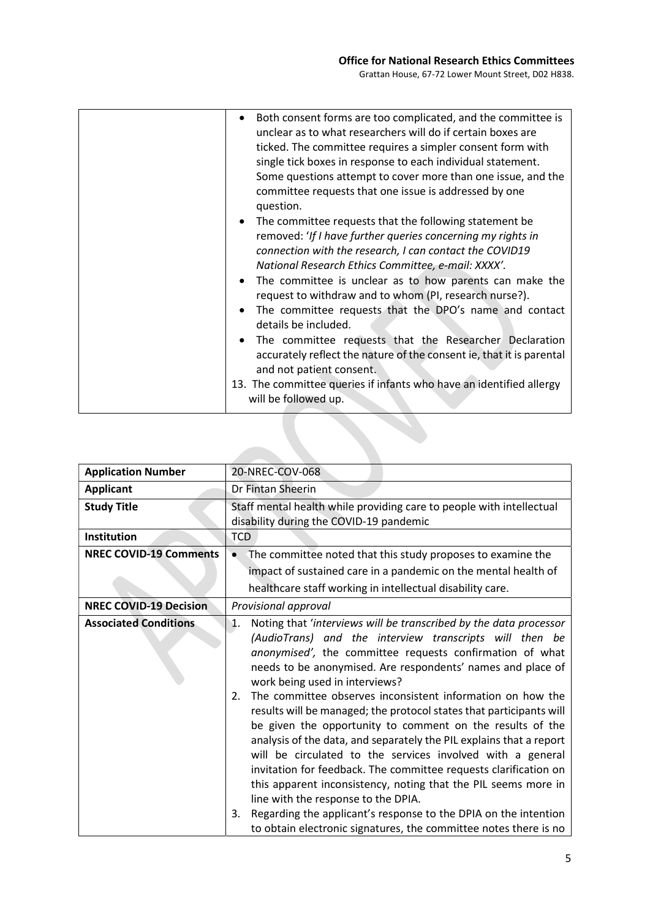| | |
|---|---|
| | • Both consent forms are too complicated, and the committee is unclear as to what researchers will do if certain boxes are ticked. The committee requires a simpler consent form with single tick boxes in response to each individual statement. Some questions attempt to cover more than one issue, and the committee requests that one issue is addressed by one question.<br>• The committee requests that the following statement be removed: '*If I have further queries concerning my rights in connection with the research, I can contact the COVID19 National Research Ethics Committee, e-mail: XXXX'.*<br>• The committee is unclear as to how parents can make the request to withdraw and to whom (PI, research nurse?).<br>• The committee requests that the DPO's name and contact details be included.<br>• The committee requests that the Researcher Declaration accurately reflect the nature of the consent ie, that it is parental and not patient consent.<br>13. The committee queries if infants who have an identified allergy will be followed up. |

| | |
|---|---|
| **Application Number** | 20-NREC-COV-068 |
| **Applicant** | Dr Fintan Sheerin |
| **Study Title** | Staff mental health while providing care to people with intellectual disability during the COVID-19 pandemic |
| **Institution** | TCD |
| **NREC COVID-19 Comments** | • The committee noted that this study proposes to examine the impact of sustained care in a pandemic on the mental health of healthcare staff working in intellectual disability care. |
| **NREC COVID-19 Decision** | *Provisional approval* |
| **Associated Conditions** | 1. Noting that '*interviews will be transcribed by the data processor (AudioTrans) and the interview transcripts will then be anonymised',* the committee requests confirmation of what needs to be anonymised. Are respondents' names and place of work being used in interviews?<br>2. The committee observes inconsistent information on how the results will be managed; the protocol states that participants will be given the opportunity to comment on the results of the analysis of the data, and separately the PIL explains that a report will be circulated to the services involved with a general invitation for feedback. The committee requests clarification on this apparent inconsistency, noting that the PIL seems more in line with the response to the DPIA.<br>3. Regarding the applicant's response to the DPIA on the intention to obtain electronic signatures, the committee notes there is no |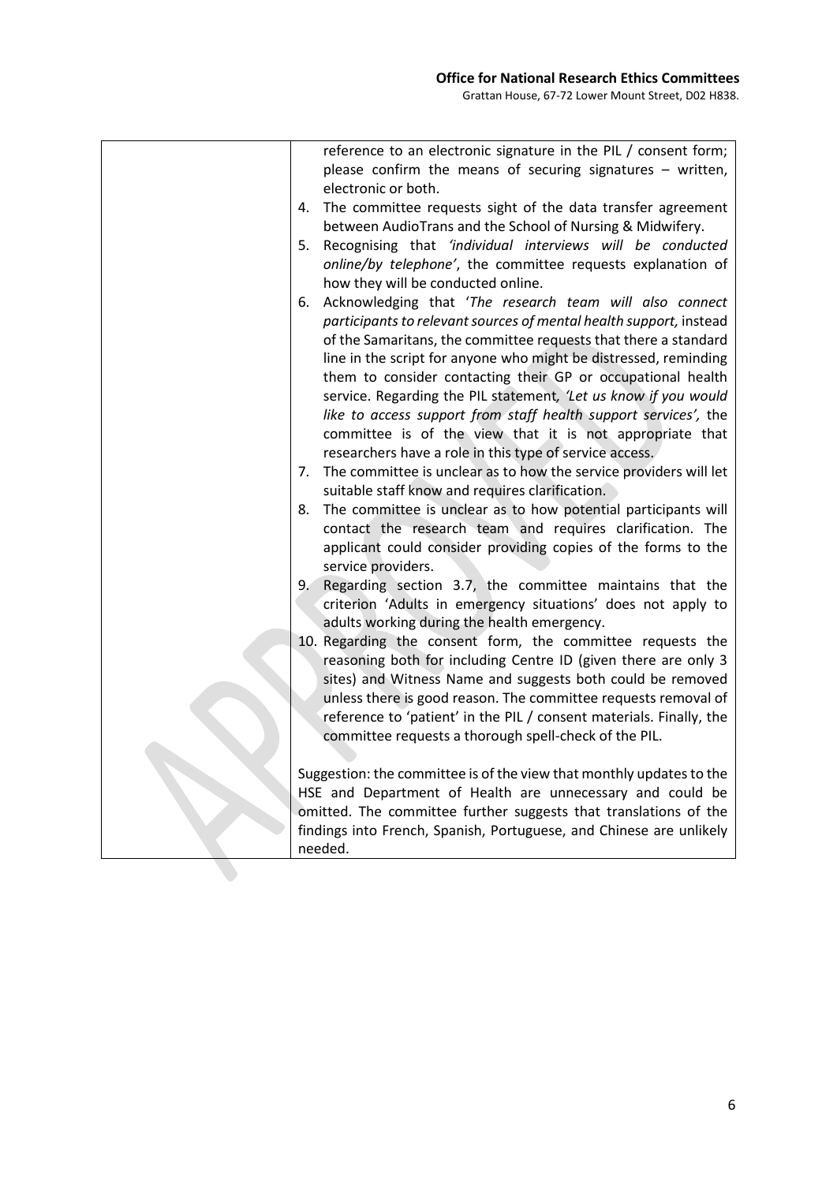| | reference to an electronic signature in the PIL / consent form; please confirm the means of securing signatures – written, electronic or both.<br>4. The committee requests sight of the data transfer agreement between AudioTrans and the School of Nursing & Midwifery.<br>5. Recognising that *'individual interviews will be conducted online/by telephone'*, the committee requests explanation of how they will be conducted online.<br>6. Acknowledging that '*The research team will also connect participants to relevant sources of mental health support,* instead of the Samaritans, the committee requests that there a standard line in the script for anyone who might be distressed, reminding them to consider contacting their GP or occupational health service. Regarding the PIL statement*, 'Let us know if you would like to access support from staff health support services',* the committee is of the view that it is not appropriate that researchers have a role in this type of service access.<br>7. The committee is unclear as to how the service providers will let suitable staff know and requires clarification.<br>8. The committee is unclear as to how potential participants will contact the research team and requires clarification. The applicant could consider providing copies of the forms to the service providers.<br>9. Regarding section 3.7, the committee maintains that the criterion 'Adults in emergency situations' does not apply to adults working during the health emergency.<br>10. Regarding the consent form, the committee requests the reasoning both for including Centre ID (given there are only 3 sites) and Witness Name and suggests both could be removed unless there is good reason. The committee requests removal of reference to 'patient' in the PIL / consent materials. Finally, the committee requests a thorough spell-check of the PIL.<br><br>Suggestion: the committee is of the view that monthly updates to the HSE and Department of Health are unnecessary and could be omitted. The committee further suggests that translations of the findings into French, Spanish, Portuguese, and Chinese are unlikely needed. |
|---|---|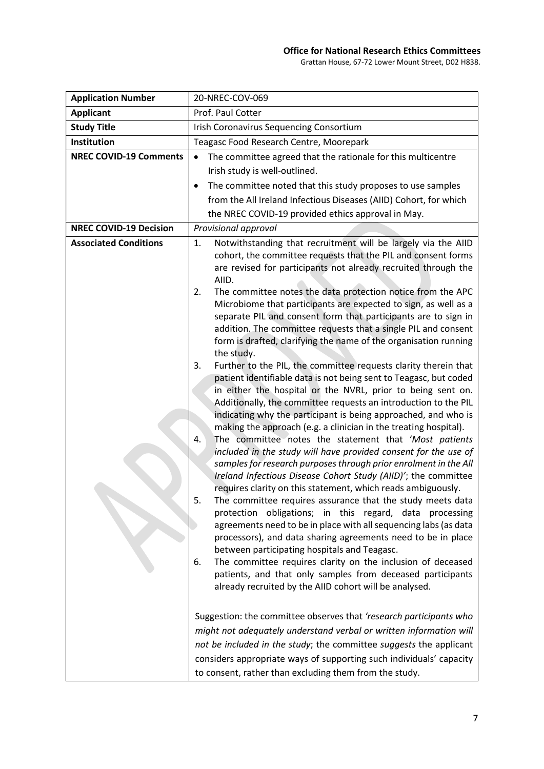**Office for National Research Ethics Committees**
Grattan House, 67-72 Lower Mount Street, D02 H838.

| **Application Number** | 20-NREC-COV-069 |
|---|---|
| **Applicant** | Prof. Paul Cotter |
| **Study Title** | Irish Coronavirus Sequencing Consortium |
| **Institution** | Teagasc Food Research Centre, Moorepark |
| **NREC COVID-19 Comments** | • The committee agreed that the rationale for this multicentre Irish study is well-outlined.<br>• The committee noted that this study proposes to use samples from the All Ireland Infectious Diseases (AIID) Cohort, for which the NREC COVID-19 provided ethics approval in May. |
| **NREC COVID-19 Decision** | *Provisional approval* |
| **Associated Conditions** | 1. Notwithstanding that recruitment will be largely via the AIID cohort, the committee requests that the PIL and consent forms are revised for participants not already recruited through the AIID.<br>2. The committee notes the data protection notice from the APC Microbiome that participants are expected to sign, as well as a separate PIL and consent form that participants are to sign in addition. The committee requests that a single PIL and consent form is drafted, clarifying the name of the organisation running the study.<br>3. Further to the PIL, the committee requests clarity therein that patient identifiable data is not being sent to Teagasc, but coded in either the hospital or the NVRL, prior to being sent on. Additionally, the committee requests an introduction to the PIL indicating why the participant is being approached, and who is making the approach (e.g. a clinician in the treating hospital).<br>4. The committee notes the statement that '*Most patients included in the study will have provided consent for the use of samples for research purposes through prior enrolment in the All Ireland Infectious Disease Cohort Study (AIID)*'; the committee requires clarity on this statement, which reads ambiguously.<br>5. The committee requires assurance that the study meets data protection obligations; in this regard, data processing agreements need to be in place with all sequencing labs (as data processors), and data sharing agreements need to be in place between participating hospitals and Teagasc.<br>6. The committee requires clarity on the inclusion of deceased patients, and that only samples from deceased participants already recruited by the AIID cohort will be analysed.<br><br>Suggestion: the committee observes that *'research participants who might not adequately understand verbal or written information will not be included in the study*; the committee *suggests* the applicant considers appropriate ways of supporting such individuals' capacity to consent, rather than excluding them from the study. |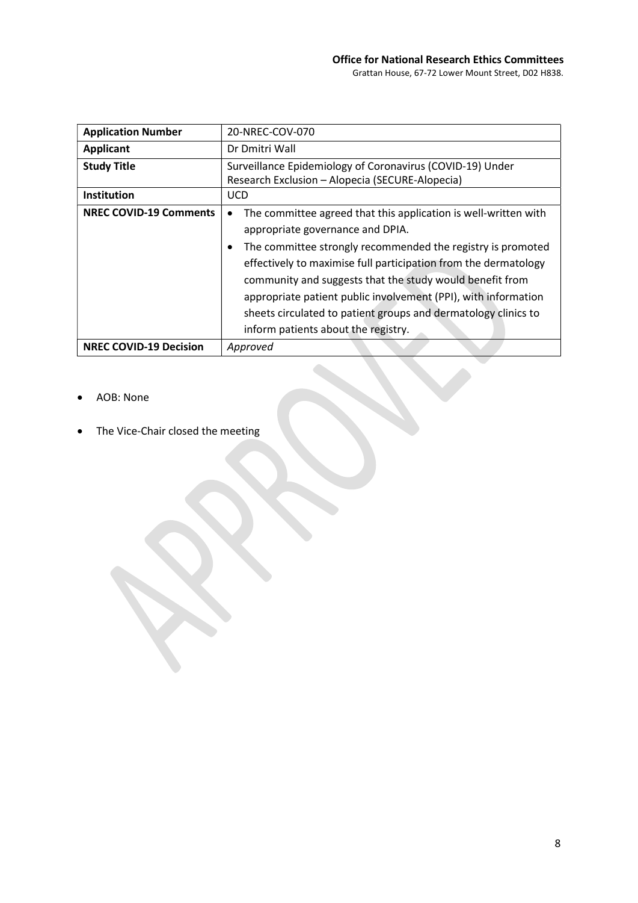| | |
|---|---|
| **Application Number** | 20-NREC-COV-070 |
| **Applicant** | Dr Dmitri Wall |
| **Study Title** | Surveillance Epidemiology of Coronavirus (COVID-19) Under Research Exclusion – Alopecia (SECURE-Alopecia) |
| **Institution** | UCD |
| **NREC COVID-19 Comments** | • The committee agreed that this application is well-written with appropriate governance and DPIA.<br>• The committee strongly recommended the registry is promoted effectively to maximise full participation from the dermatology community and suggests that the study would benefit from appropriate patient public involvement (PPI), with information sheets circulated to patient groups and dermatology clinics to inform patients about the registry. |
| **NREC COVID-19 Decision** | *Approved* |

- AOB: None
- The Vice-Chair closed the meeting